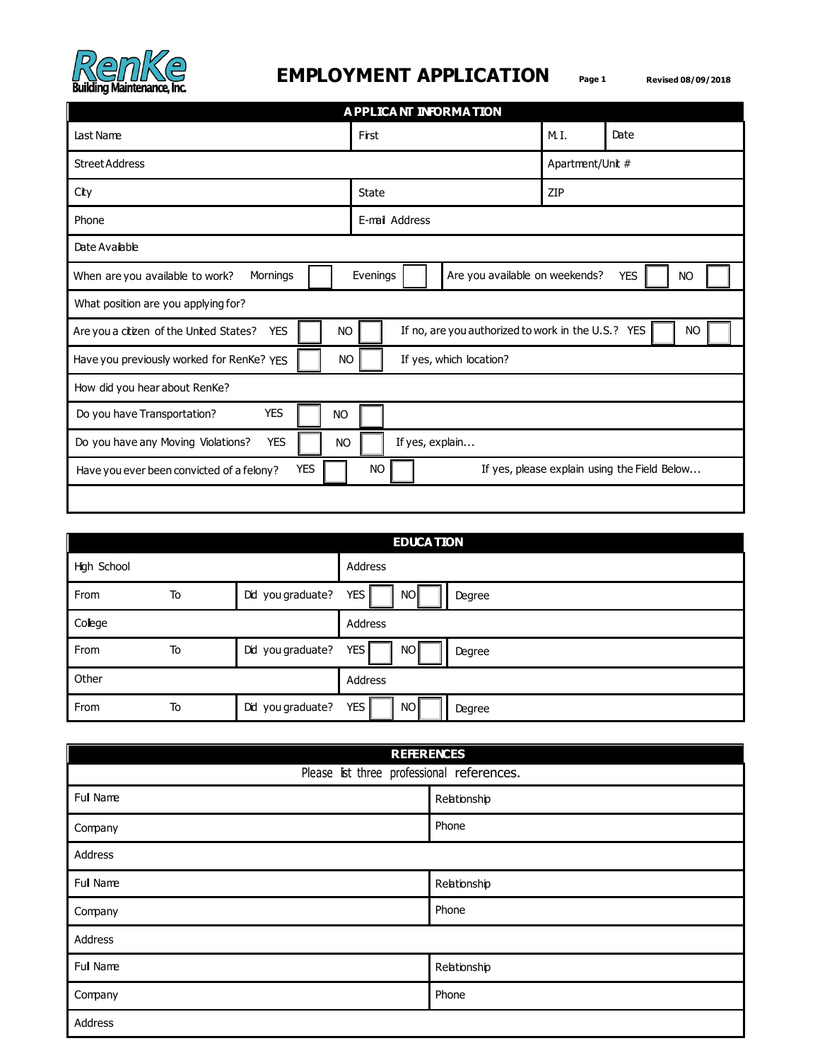RenKe Building Maintenance, Inc.

# EMPLOYMENT APPLICATION

Revised 08/09/2018

## APPLICANT INFORMATION

| Last Name | First | M.I. | Date |
|---|---|---|---|
| Street Address | | Apartment/Unit # | |
| City | State | ZIP | |
| Phone | E-mail Address | | |

Date Available

When are you available to work? Mornings ☐ Evenings ☐ Are you available on weekends? YES ☐ NO ☐

What position are you applying for?

Are you a citizen of the United States? YES ☐ NO ☐ If no, are you authorized to work in the U.S.? YES ☐ NO ☐

Have you previously worked for RenKe? YES ☐ NO ☐ If yes, which location?

How did you hear about RenKe?

Do you have Transportation? YES ☐ NO ☐

Do you have any Moving Violations? YES ☐ NO ☐ If yes, explain...

Have you ever been convicted of a felony? YES ☐ NO ☐ If yes, please explain using the Field Below...

## EDUCATION

| High School | | Address | |
|---|---|---|---|
| From / To | Did you graduate? YES ☐ NO ☐ | | Degree |
| College | | Address | |
| From / To | Did you graduate? YES ☐ NO ☐ | | Degree |
| Other | | Address | |
| From / To | Did you graduate? YES ☐ NO ☐ | | Degree |

## REFERENCES

Please list three professional references.

| Full Name | Relationship |
|---|---|
| Company | Phone |
| Address | |
| Full Name | Relationship |
| Company | Phone |
| Address | |
| Full Name | Relationship |
| Company | Phone |
| Address | |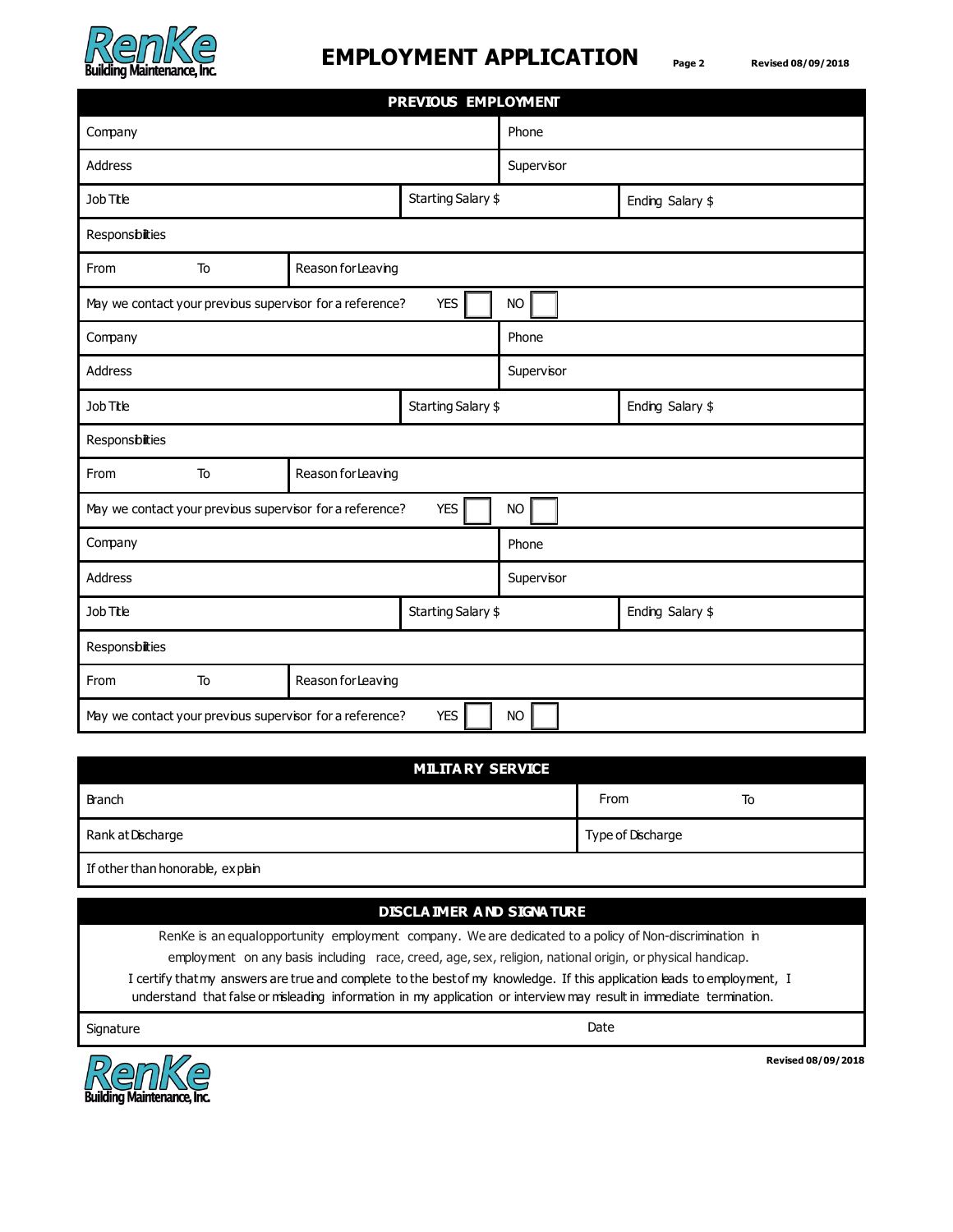RenKe Building Maintenance, Inc.

# EMPLOYMENT APPLICATION

Page 2

## PREVIOUS EMPLOYMENT

| | | |
|---|---|---|
| Company | | Phone |
| Address | | Supervisor |
| Job Title | Starting Salary $ | Ending Salary $ |
| Responsibilities | | |
| From To | Reason for Leaving | |
| May we contact your previous supervisor for a reference? | YES ☐ | NO ☐ |
| Company | | Phone |
| Address | | Supervisor |
| Job Title | Starting Salary $ | Ending Salary $ |
| Responsibilities | | |
| From To | Reason for Leaving | |
| May we contact your previous supervisor for a reference? | YES ☐ | NO ☐ |
| Company | | Phone |
| Address | | Supervisor |
| Job Title | Starting Salary $ | Ending Salary $ |
| Responsibilities | | |
| From To | Reason for Leaving | |
| May we contact your previous supervisor for a reference? | YES ☐ | NO ☐ |

## MILITARY SERVICE

| | |
|---|---|
| Branch | From To |
| Rank at Discharge | Type of Discharge |
| If other than honorable, explain | |

## DISCLAIMER AND SIGNATURE

RenKe is an equal opportunity employment company. We are dedicated to a policy of Non-discrimination in employment on any basis including race, creed, age, sex, religion, national origin, or physical handicap.

I certify that my answers are true and complete to the best of my knowledge. If this application leads to employment, I understand that false or misleading information in my application or interview may result in immediate termination.

| | |
|---|---|
| Signature | Date |

RenKe Building Maintenance, Inc.

Revised 08/09/2018